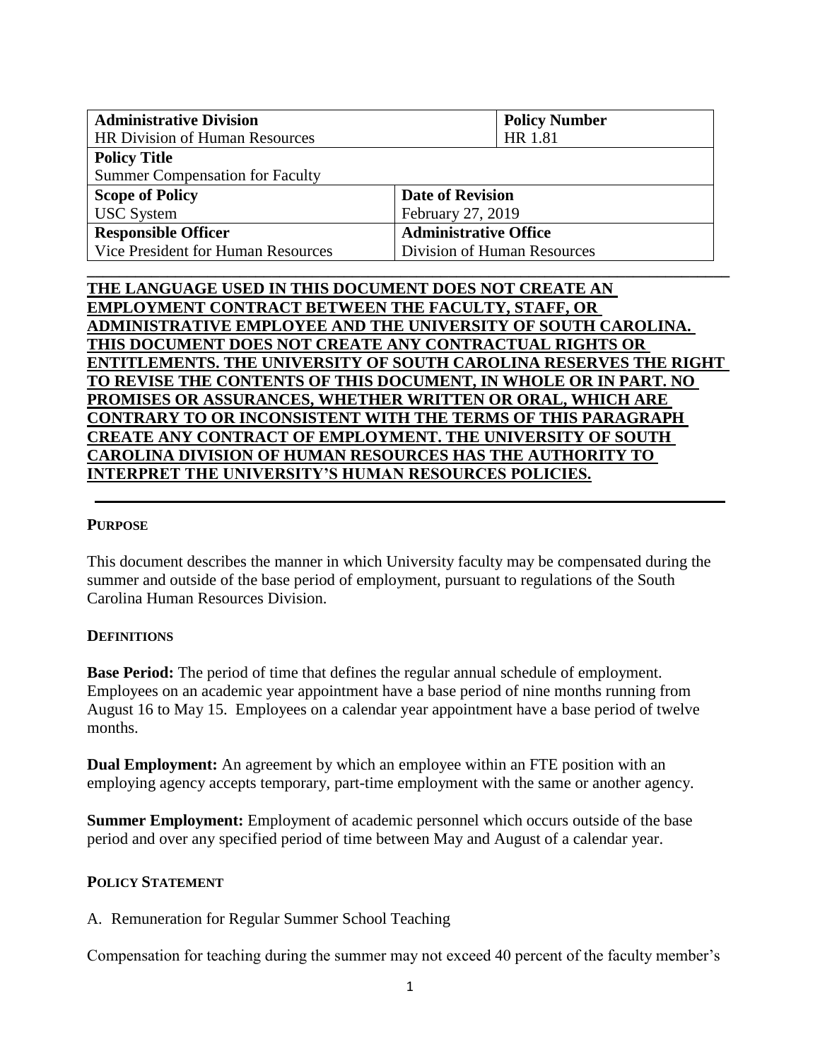| Administrative Division | | Policy Number |
|---|---|---|
| HR Division of Human Resources | | HR 1.81 |
| **Policy Title** | | |
| Summer Compensation for Faculty | | |
| **Scope of Policy** | **Date of Revision** | |
| USC System | February 27, 2019 | |
| **Responsible Officer** | **Administrative Office** | |
| Vice President for Human Resources | Division of Human Resources | |

**THE LANGUAGE USED IN THIS DOCUMENT DOES NOT CREATE AN EMPLOYMENT CONTRACT BETWEEN THE FACULTY, STAFF, OR ADMINISTRATIVE EMPLOYEE AND THE UNIVERSITY OF SOUTH CAROLINA. THIS DOCUMENT DOES NOT CREATE ANY CONTRACTUAL RIGHTS OR ENTITLEMENTS. THE UNIVERSITY OF SOUTH CAROLINA RESERVES THE RIGHT TO REVISE THE CONTENTS OF THIS DOCUMENT, IN WHOLE OR IN PART. NO PROMISES OR ASSURANCES, WHETHER WRITTEN OR ORAL, WHICH ARE CONTRARY TO OR INCONSISTENT WITH THE TERMS OF THIS PARAGRAPH CREATE ANY CONTRACT OF EMPLOYMENT. THE UNIVERSITY OF SOUTH CAROLINA DIVISION OF HUMAN RESOURCES HAS THE AUTHORITY TO INTERPRET THE UNIVERSITY'S HUMAN RESOURCES POLICIES.**

## PURPOSE

This document describes the manner in which University faculty may be compensated during the summer and outside of the base period of employment, pursuant to regulations of the South Carolina Human Resources Division.

## DEFINITIONS

**Base Period:** The period of time that defines the regular annual schedule of employment. Employees on an academic year appointment have a base period of nine months running from August 16 to May 15. Employees on a calendar year appointment have a base period of twelve months.

**Dual Employment:** An agreement by which an employee within an FTE position with an employing agency accepts temporary, part-time employment with the same or another agency.

**Summer Employment:** Employment of academic personnel which occurs outside of the base period and over any specified period of time between May and August of a calendar year.

## POLICY STATEMENT

A. Remuneration for Regular Summer School Teaching

Compensation for teaching during the summer may not exceed 40 percent of the faculty member's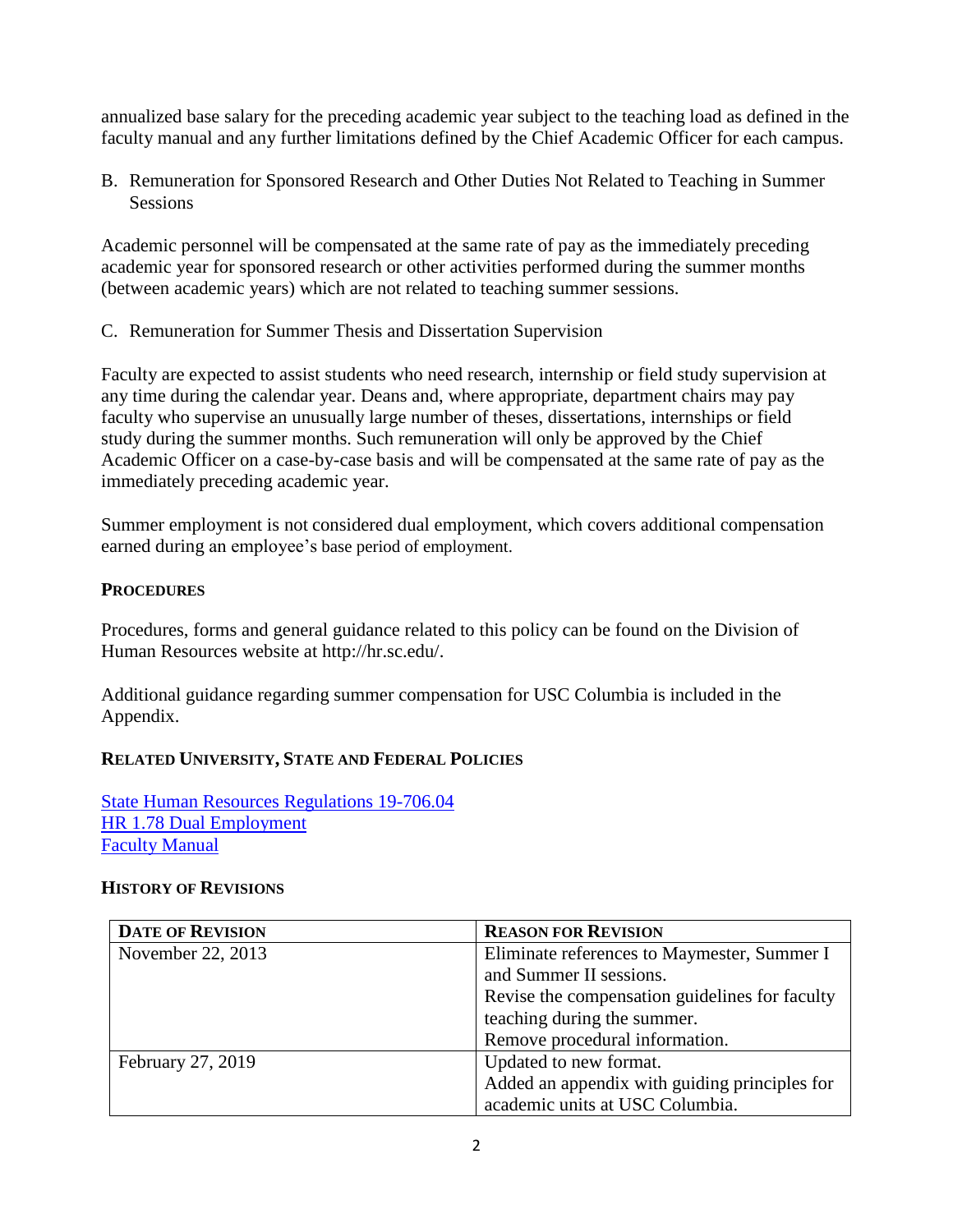annualized base salary for the preceding academic year subject to the teaching load as defined in the faculty manual and any further limitations defined by the Chief Academic Officer for each campus.

B. Remuneration for Sponsored Research and Other Duties Not Related to Teaching in Summer Sessions

Academic personnel will be compensated at the same rate of pay as the immediately preceding academic year for sponsored research or other activities performed during the summer months (between academic years) which are not related to teaching summer sessions.

C. Remuneration for Summer Thesis and Dissertation Supervision

Faculty are expected to assist students who need research, internship or field study supervision at any time during the calendar year. Deans and, where appropriate, department chairs may pay faculty who supervise an unusually large number of theses, dissertations, internships or field study during the summer months. Such remuneration will only be approved by the Chief Academic Officer on a case-by-case basis and will be compensated at the same rate of pay as the immediately preceding academic year.

Summer employment is not considered dual employment, which covers additional compensation earned during an employee's base period of employment.

## PROCEDURES

Procedures, forms and general guidance related to this policy can be found on the Division of Human Resources website at http://hr.sc.edu/.

Additional guidance regarding summer compensation for USC Columbia is included in the Appendix.

## RELATED UNIVERSITY, STATE AND FEDERAL POLICIES

State Human Resources Regulations 19-706.04
HR 1.78 Dual Employment
Faculty Manual

## HISTORY OF REVISIONS

| DATE OF REVISION | REASON FOR REVISION |
|---|---|
| November 22, 2013 | Eliminate references to Maymester, Summer I and Summer II sessions. Revise the compensation guidelines for faculty teaching during the summer. Remove procedural information. |
| February 27, 2019 | Updated to new format. Added an appendix with guiding principles for academic units at USC Columbia. |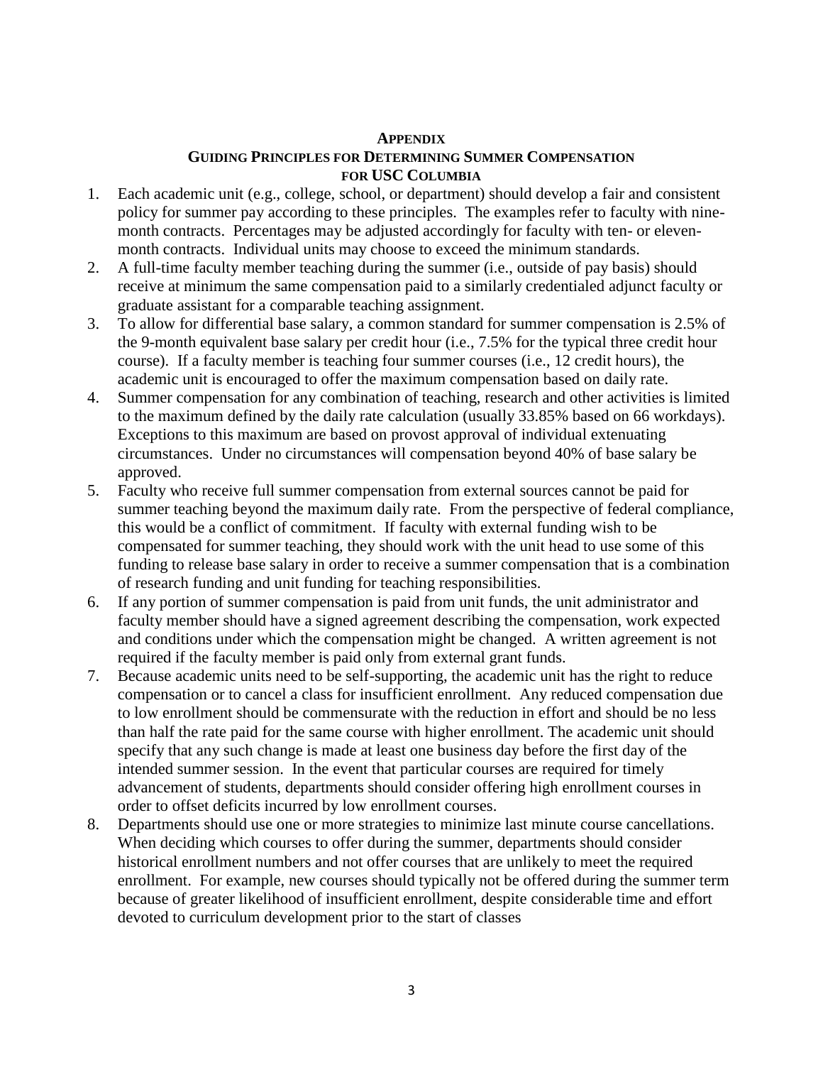## APPENDIX

## GUIDING PRINCIPLES FOR DETERMINING SUMMER COMPENSATION FOR USC COLUMBIA

1. Each academic unit (e.g., college, school, or department) should develop a fair and consistent policy for summer pay according to these principles. The examples refer to faculty with nine-month contracts. Percentages may be adjusted accordingly for faculty with ten- or eleven-month contracts. Individual units may choose to exceed the minimum standards.
2. A full-time faculty member teaching during the summer (i.e., outside of pay basis) should receive at minimum the same compensation paid to a similarly credentialed adjunct faculty or graduate assistant for a comparable teaching assignment.
3. To allow for differential base salary, a common standard for summer compensation is 2.5% of the 9-month equivalent base salary per credit hour (i.e., 7.5% for the typical three credit hour course). If a faculty member is teaching four summer courses (i.e., 12 credit hours), the academic unit is encouraged to offer the maximum compensation based on daily rate.
4. Summer compensation for any combination of teaching, research and other activities is limited to the maximum defined by the daily rate calculation (usually 33.85% based on 66 workdays). Exceptions to this maximum are based on provost approval of individual extenuating circumstances. Under no circumstances will compensation beyond 40% of base salary be approved.
5. Faculty who receive full summer compensation from external sources cannot be paid for summer teaching beyond the maximum daily rate. From the perspective of federal compliance, this would be a conflict of commitment. If faculty with external funding wish to be compensated for summer teaching, they should work with the unit head to use some of this funding to release base salary in order to receive a summer compensation that is a combination of research funding and unit funding for teaching responsibilities.
6. If any portion of summer compensation is paid from unit funds, the unit administrator and faculty member should have a signed agreement describing the compensation, work expected and conditions under which the compensation might be changed. A written agreement is not required if the faculty member is paid only from external grant funds.
7. Because academic units need to be self-supporting, the academic unit has the right to reduce compensation or to cancel a class for insufficient enrollment. Any reduced compensation due to low enrollment should be commensurate with the reduction in effort and should be no less than half the rate paid for the same course with higher enrollment. The academic unit should specify that any such change is made at least one business day before the first day of the intended summer session. In the event that particular courses are required for timely advancement of students, departments should consider offering high enrollment courses in order to offset deficits incurred by low enrollment courses.
8. Departments should use one or more strategies to minimize last minute course cancellations. When deciding which courses to offer during the summer, departments should consider historical enrollment numbers and not offer courses that are unlikely to meet the required enrollment. For example, new courses should typically not be offered during the summer term because of greater likelihood of insufficient enrollment, despite considerable time and effort devoted to curriculum development prior to the start of classes